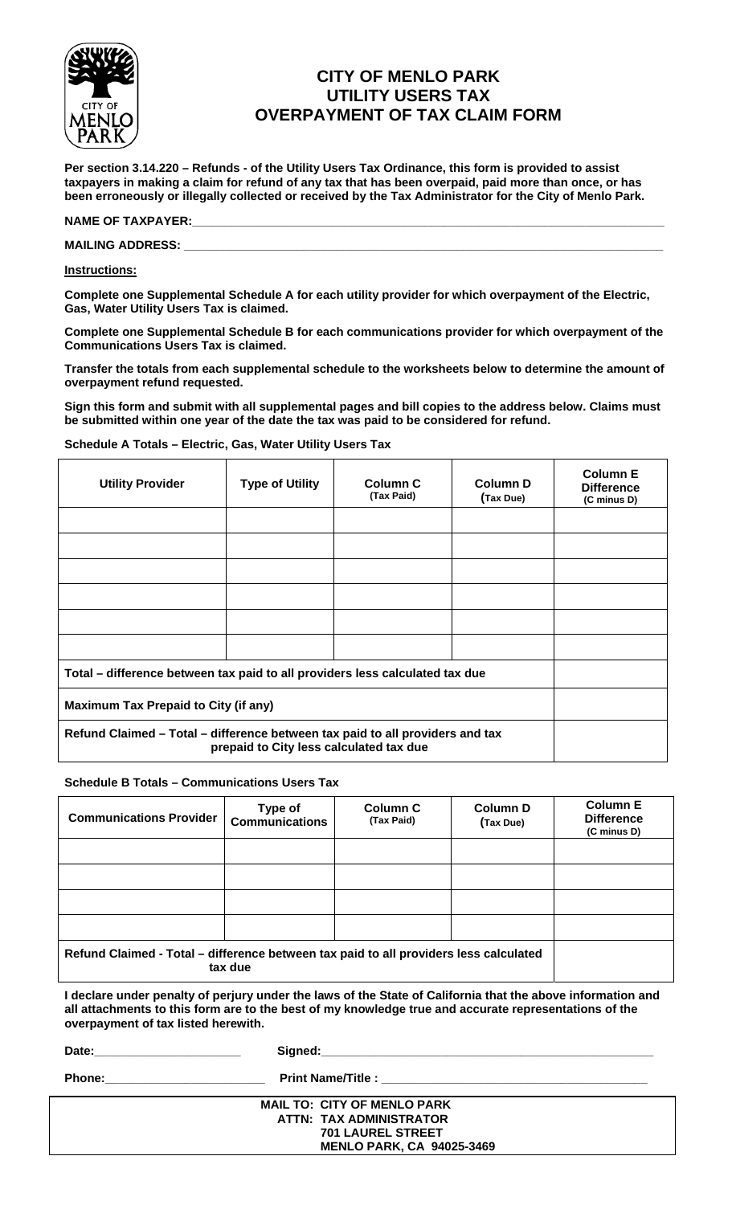# CITY OF MENLO PARK
## UTILITY USERS TAX
## OVERPAYMENT OF TAX CLAIM FORM

**Per section 3.14.220 – Refunds - of the Utility Users Tax Ordinance, this form is provided to assist taxpayers in making a claim for refund of any tax that has been overpaid, paid more than once, or has been erroneously or illegally collected or received by the Tax Administrator for the City of Menlo Park.**

**NAME OF TAXPAYER:**______________________________________________________________

**MAILING ADDRESS:** ______________________________________________________________

**Instructions:**

**Complete one Supplemental Schedule A for each utility provider for which overpayment of the Electric, Gas, Water Utility Users Tax is claimed.**

**Complete one Supplemental Schedule B for each communications provider for which overpayment of the Communications Users Tax is claimed.**

**Transfer the totals from each supplemental schedule to the worksheets below to determine the amount of overpayment refund requested.**

**Sign this form and submit with all supplemental pages and bill copies to the address below. Claims must be submitted within one year of the date the tax was paid to be considered for refund.**

**Schedule A Totals – Electric, Gas, Water Utility Users Tax**

| Utility Provider | Type of Utility | Column C (Tax Paid) | Column D (Tax Due) | Column E Difference (C minus D) |
|---|---|---|---|---|
| | | | | |
| | | | | |
| | | | | |
| | | | | |
| | | | | |
| | | | | |
| **Total – difference between tax paid to all providers less calculated tax due** | | | | |
| **Maximum Tax Prepaid to City (if any)** | | | | |
| **Refund Claimed – Total – difference between tax paid to all providers and tax prepaid to City less calculated tax due** | | | | |

**Schedule B Totals – Communications Users Tax**

| Communications Provider | Type of Communications | Column C (Tax Paid) | Column D (Tax Due) | Column E Difference (C minus D) |
|---|---|---|---|---|
| | | | | |
| | | | | |
| | | | | |
| | | | | |
| **Refund Claimed - Total – difference between tax paid to all providers less calculated tax due** | | | | |

**I declare under penalty of perjury under the laws of the State of California that the above information and all attachments to this form are to the best of my knowledge true and accurate representations of the overpayment of tax listed herewith.**

**Date:**______________________ **Signed:**__________________________________________________

**Phone:**_______________________ **Print Name/Title :** ________________________________________

**MAIL TO: CITY OF MENLO PARK**
**ATTN: TAX ADMINISTRATOR**
**701 LAUREL STREET**
**MENLO PARK, CA 94025-3469**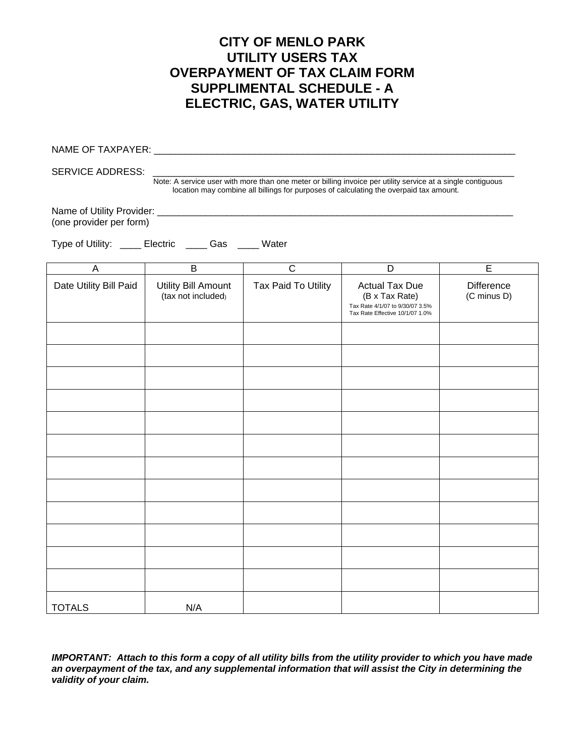# CITY OF MENLO PARK
# UTILITY USERS TAX
# OVERPAYMENT OF TAX CLAIM FORM
# SUPPLIMENTAL SCHEDULE - A
# ELECTRIC, GAS, WATER UTILITY

NAME OF TAXPAYER: ______________________________________________________________________

SERVICE ADDRESS: ______________________________________________________________________

Note: A service user with more than one meter or billing invoice per utility service at a single contiguous location may combine all billings for purposes of calculating the overpaid tax amount.

Name of Utility Provider: ______________________________________________________________________
(one provider per form)

Type of Utility: ____ Electric ____ Gas ____ Water

| A | B | C | D | E |
|---|---|---|---|---|
| Date Utility Bill Paid | Utility Bill Amount (tax not included) | Tax Paid To Utility | Actual Tax Due (B x Tax Rate) Tax Rate 4/1/07 to 9/30/07 3.5% Tax Rate Effective 10/1/07 1.0% | Difference (C minus D) |
| | | | | |
| | | | | |
| | | | | |
| | | | | |
| | | | | |
| | | | | |
| | | | | |
| | | | | |
| | | | | |
| | | | | |
| | | | | |
| | | | | |
| TOTALS | N/A | | | |

***IMPORTANT: Attach to this form a copy of all utility bills from the utility provider to which you have made an overpayment of the tax, and any supplemental information that will assist the City in determining the validity of your claim.***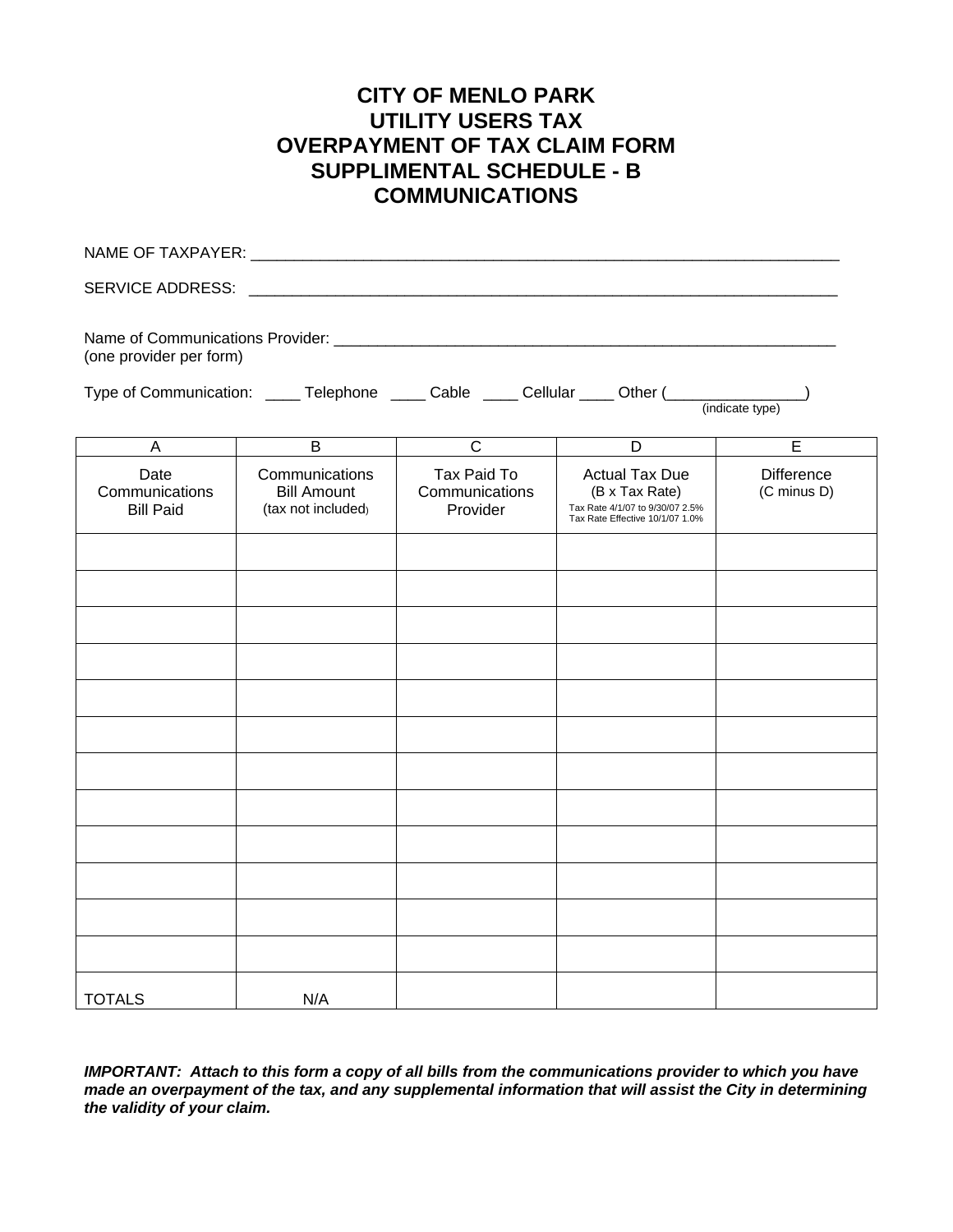# CITY OF MENLO PARK
# UTILITY USERS TAX
# OVERPAYMENT OF TAX CLAIM FORM
# SUPPLIMENTAL SCHEDULE - B
# COMMUNICATIONS

NAME OF TAXPAYER: ______________________________________________________________________

SERVICE ADDRESS: ______________________________________________________________________

Name of Communications Provider: ______________________________________________________________
(one provider per form)

Type of Communication: ____ Telephone ____ Cable ____ Cellular ____ Other (________________)
(indicate type)

| A | B | C | D | E |
|---|---|---|---|---|
| Date Communications Bill Paid | Communications Bill Amount (tax not included) | Tax Paid To Communications Provider | Actual Tax Due (B x Tax Rate) Tax Rate 4/1/07 to 9/30/07 2.5% Tax Rate Effective 10/1/07 1.0% | Difference (C minus D) |
| | | | | |
| | | | | |
| | | | | |
| | | | | |
| | | | | |
| | | | | |
| | | | | |
| | | | | |
| | | | | |
| | | | | |
| | | | | |
| | | | | |
| TOTALS | N/A | | | |

***IMPORTANT: Attach to this form a copy of all bills from the communications provider to which you have made an overpayment of the tax, and any supplemental information that will assist the City in determining the validity of your claim.***